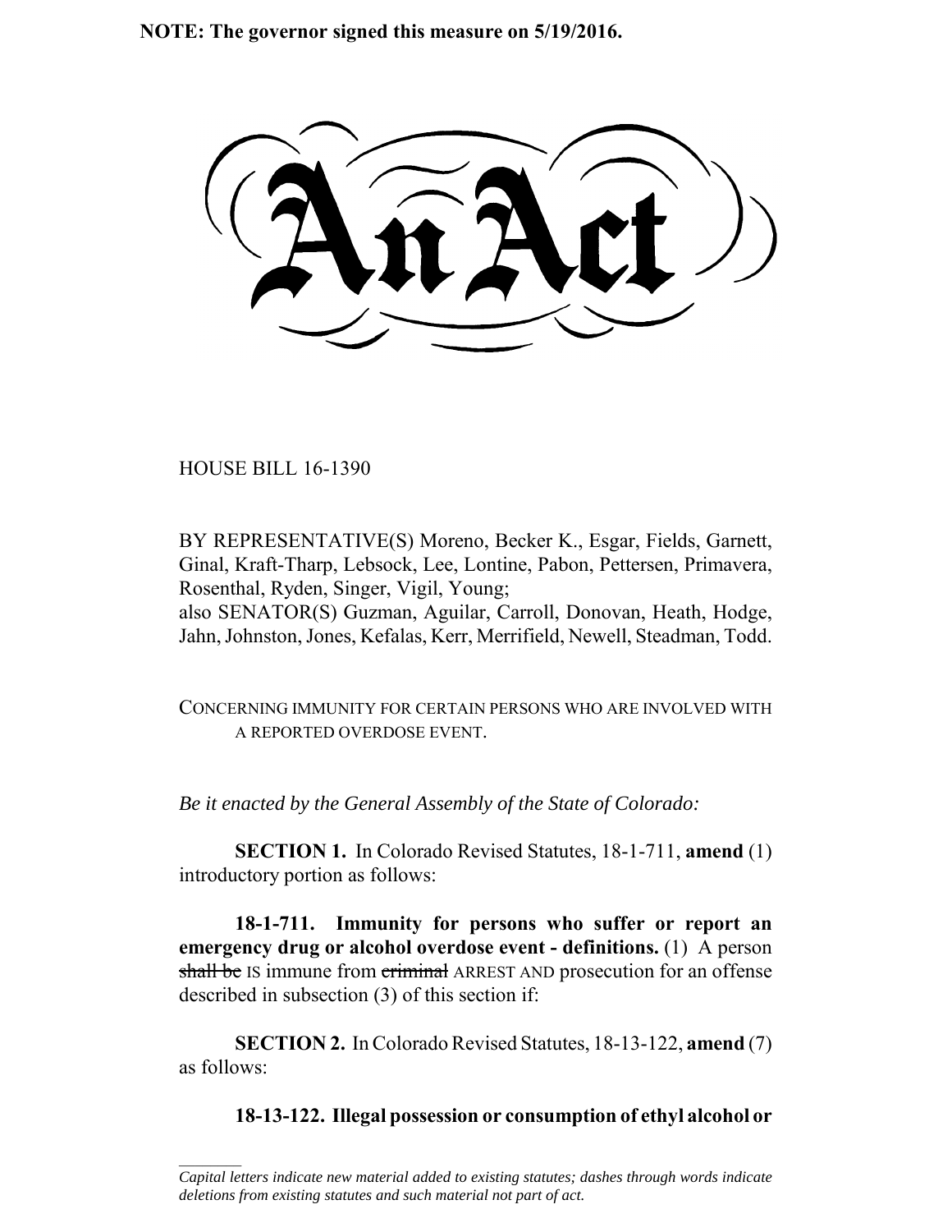**NOTE: The governor signed this measure on 5/19/2016.**

# An Act

HOUSE BILL 16-1390

BY REPRESENTATIVE(S) Moreno, Becker K., Esgar, Fields, Garnett, Ginal, Kraft-Tharp, Lebsock, Lee, Lontine, Pabon, Pettersen, Primavera, Rosenthal, Ryden, Singer, Vigil, Young;
also SENATOR(S) Guzman, Aguilar, Carroll, Donovan, Heath, Hodge, Jahn, Johnston, Jones, Kefalas, Kerr, Merrifield, Newell, Steadman, Todd.

CONCERNING IMMUNITY FOR CERTAIN PERSONS WHO ARE INVOLVED WITH A REPORTED OVERDOSE EVENT.

*Be it enacted by the General Assembly of the State of Colorado:*

**SECTION 1.** In Colorado Revised Statutes, 18-1-711, **amend** (1) introductory portion as follows:

**18-1-711. Immunity for persons who suffer or report an emergency drug or alcohol overdose event - definitions.** (1) A person ~~shall be~~ IS immune from ~~criminal~~ ARREST AND prosecution for an offense described in subsection (3) of this section if:

**SECTION 2.** In Colorado Revised Statutes, 18-13-122, **amend** (7) as follows:

**18-13-122. Illegal possession or consumption of ethyl alcohol or**

---

*Capital letters indicate new material added to existing statutes; dashes through words indicate deletions from existing statutes and such material not part of act.*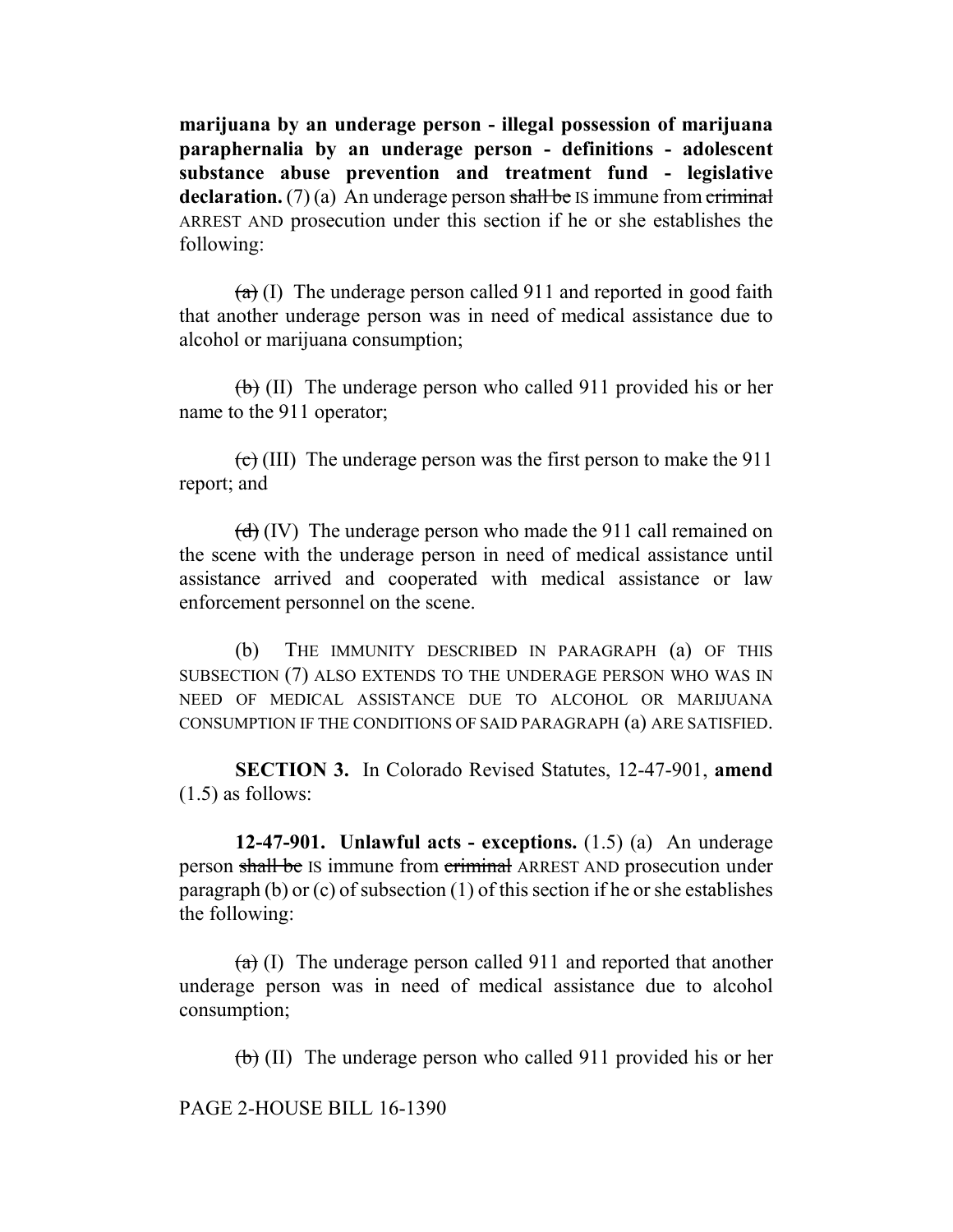**marijuana by an underage person - illegal possession of marijuana paraphernalia by an underage person - definitions - adolescent substance abuse prevention and treatment fund - legislative declaration.** (7) (a) An underage person ~~shall be~~ IS immune from ~~criminal~~ ARREST AND prosecution under this section if he or she establishes the following:

~~(a)~~ (I) The underage person called 911 and reported in good faith that another underage person was in need of medical assistance due to alcohol or marijuana consumption;

~~(b)~~ (II) The underage person who called 911 provided his or her name to the 911 operator;

~~(c)~~ (III) The underage person was the first person to make the 911 report; and

~~(d)~~ (IV) The underage person who made the 911 call remained on the scene with the underage person in need of medical assistance until assistance arrived and cooperated with medical assistance or law enforcement personnel on the scene.

(b) THE IMMUNITY DESCRIBED IN PARAGRAPH (a) OF THIS SUBSECTION (7) ALSO EXTENDS TO THE UNDERAGE PERSON WHO WAS IN NEED OF MEDICAL ASSISTANCE DUE TO ALCOHOL OR MARIJUANA CONSUMPTION IF THE CONDITIONS OF SAID PARAGRAPH (a) ARE SATISFIED.

**SECTION 3.** In Colorado Revised Statutes, 12-47-901, **amend** (1.5) as follows:

**12-47-901. Unlawful acts - exceptions.** (1.5) (a) An underage person ~~shall be~~ IS immune from ~~criminal~~ ARREST AND prosecution under paragraph (b) or (c) of subsection (1) of this section if he or she establishes the following:

~~(a)~~ (I) The underage person called 911 and reported that another underage person was in need of medical assistance due to alcohol consumption;

~~(b)~~ (II) The underage person who called 911 provided his or her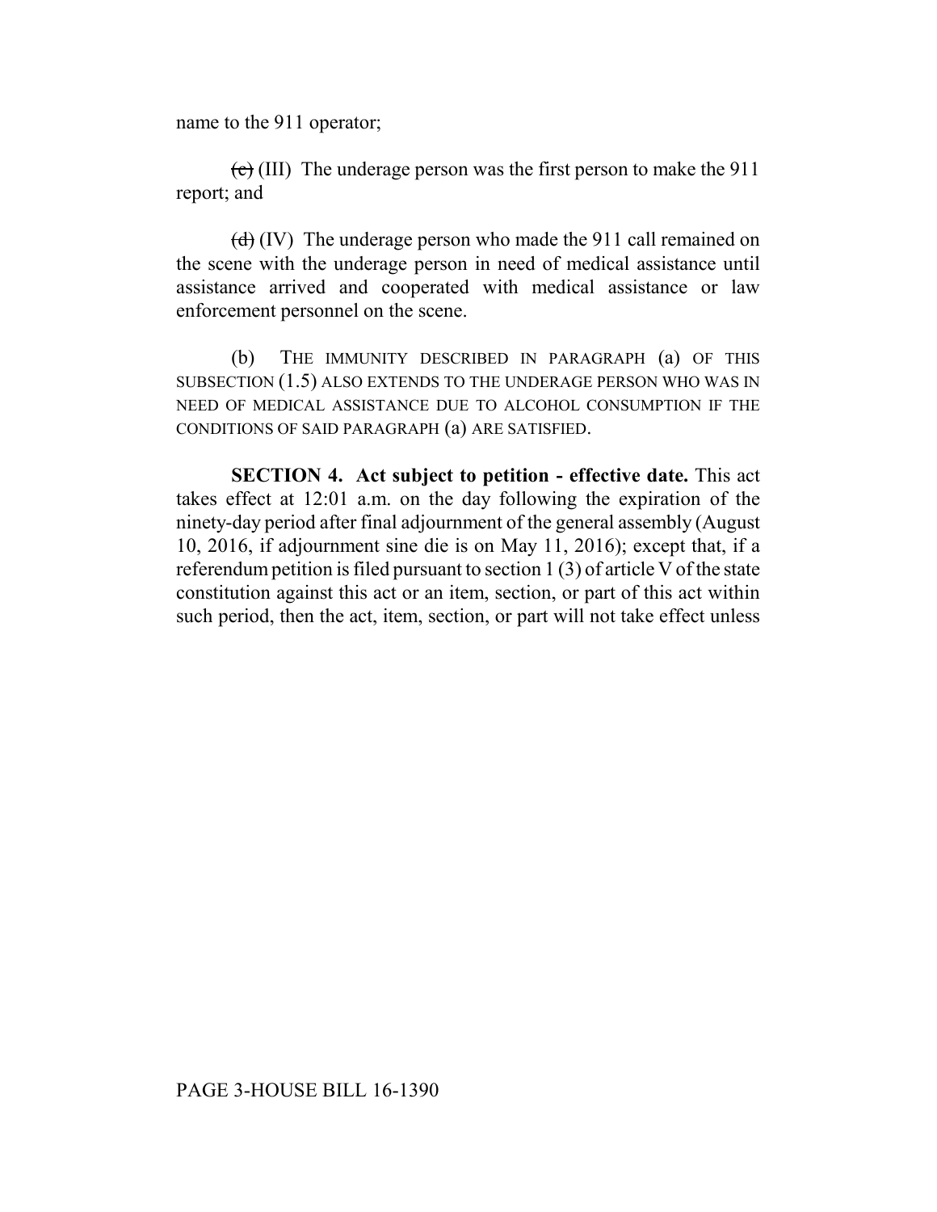name to the 911 operator;

~~(c)~~ (III) The underage person was the first person to make the 911 report; and

~~(d)~~ (IV) The underage person who made the 911 call remained on the scene with the underage person in need of medical assistance until assistance arrived and cooperated with medical assistance or law enforcement personnel on the scene.

(b) THE IMMUNITY DESCRIBED IN PARAGRAPH (a) OF THIS SUBSECTION (1.5) ALSO EXTENDS TO THE UNDERAGE PERSON WHO WAS IN NEED OF MEDICAL ASSISTANCE DUE TO ALCOHOL CONSUMPTION IF THE CONDITIONS OF SAID PARAGRAPH (a) ARE SATISFIED.

**SECTION 4. Act subject to petition - effective date.** This act takes effect at 12:01 a.m. on the day following the expiration of the ninety-day period after final adjournment of the general assembly (August 10, 2016, if adjournment sine die is on May 11, 2016); except that, if a referendum petition is filed pursuant to section 1 (3) of article V of the state constitution against this act or an item, section, or part of this act within such period, then the act, item, section, or part will not take effect unless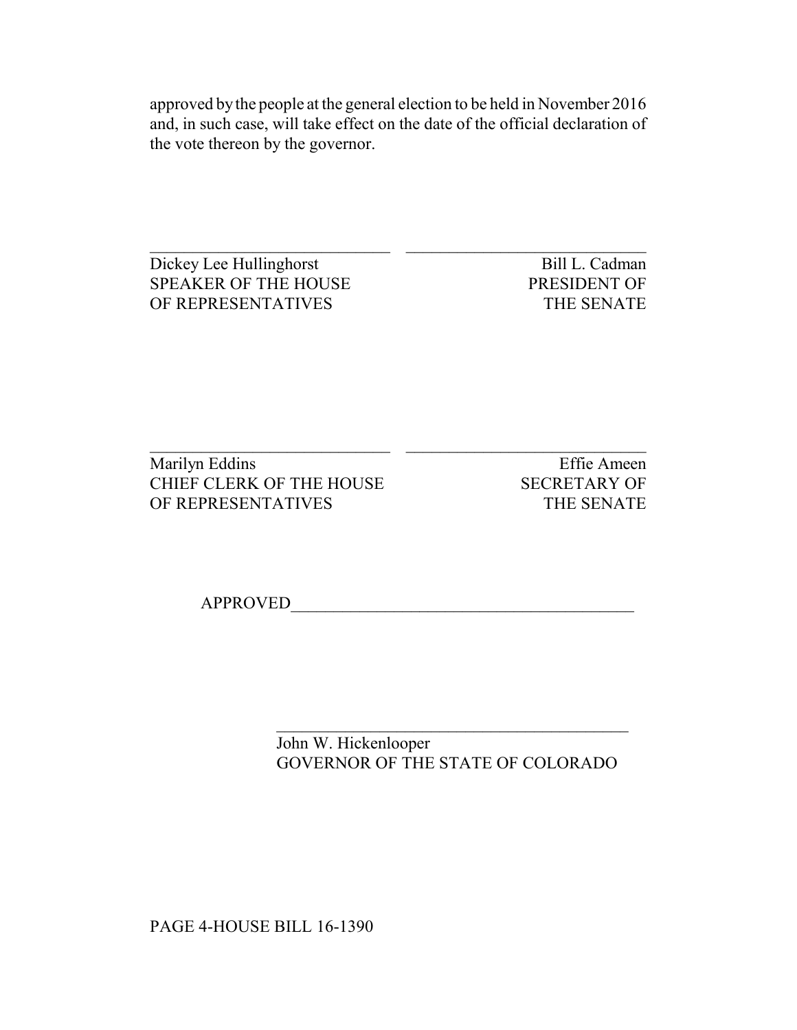approved by the people at the general election to be held in November 2016 and, in such case, will take effect on the date of the official declaration of the vote thereon by the governor.

____________________________ ____________________________

Dickey Lee Hullinghorst
SPEAKER OF THE HOUSE
OF REPRESENTATIVES

Bill L. Cadman
PRESIDENT OF
THE SENATE

____________________________ ____________________________

Marilyn Eddins
CHIEF CLERK OF THE HOUSE
OF REPRESENTATIVES

Effie Ameen
SECRETARY OF
THE SENATE

APPROVED________________________________________

_________________________________________

John W. Hickenlooper
GOVERNOR OF THE STATE OF COLORADO

PAGE 4-HOUSE BILL 16-1390